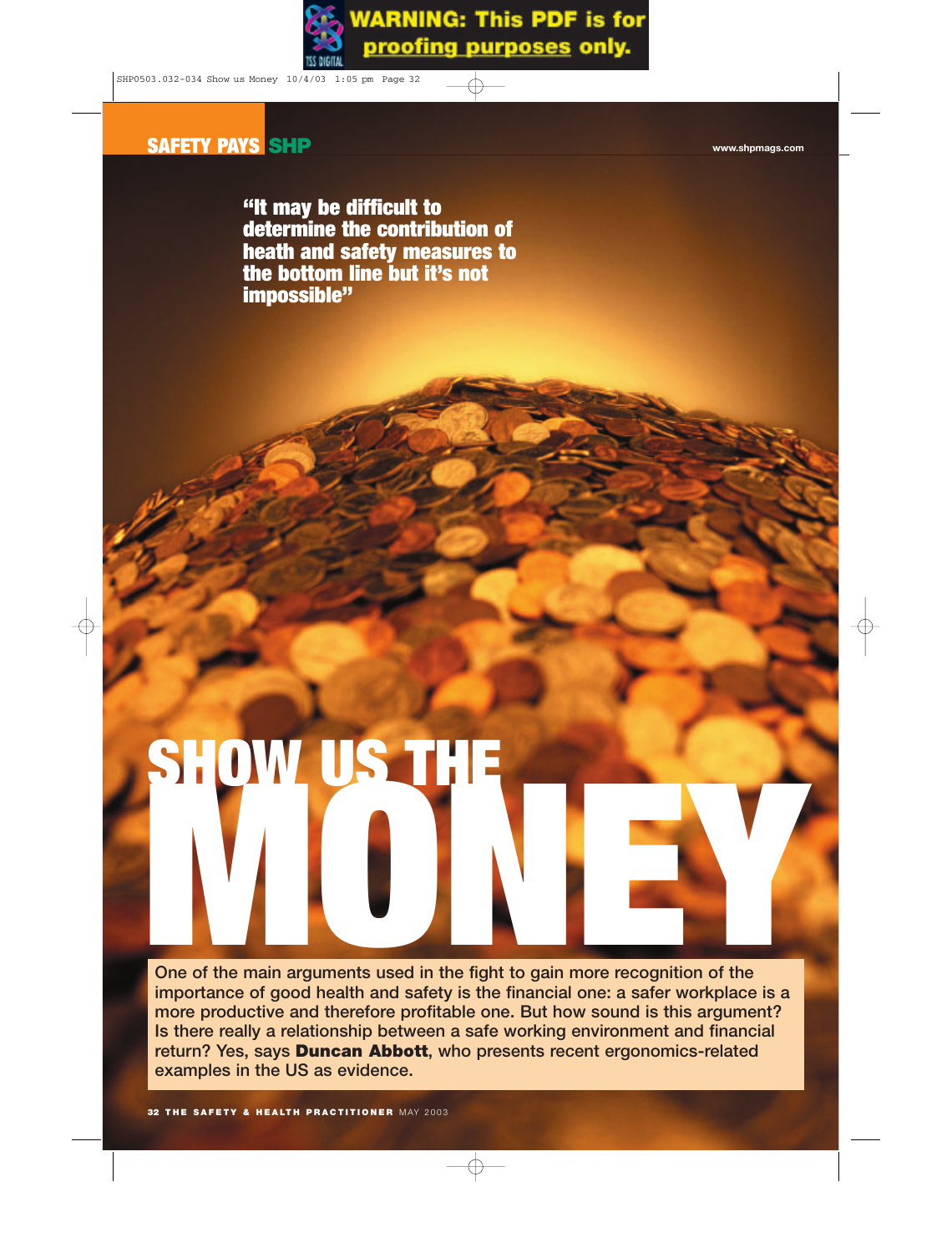# SHOW US THE MONEY

> "It may be difficult to determine the contribution of heath and safety measures to the bottom line but it's not impossible"

**One of the main arguments used in the fight to gain more recognition of the importance of good health and safety is the financial one: a safer workplace is a more productive and therefore profitable one. But how sound is this argument? Is there really a relationship between a safe working environment and financial return? Yes, says Duncan Abbott, who presents recent ergonomics-related examples in the US as evidence.**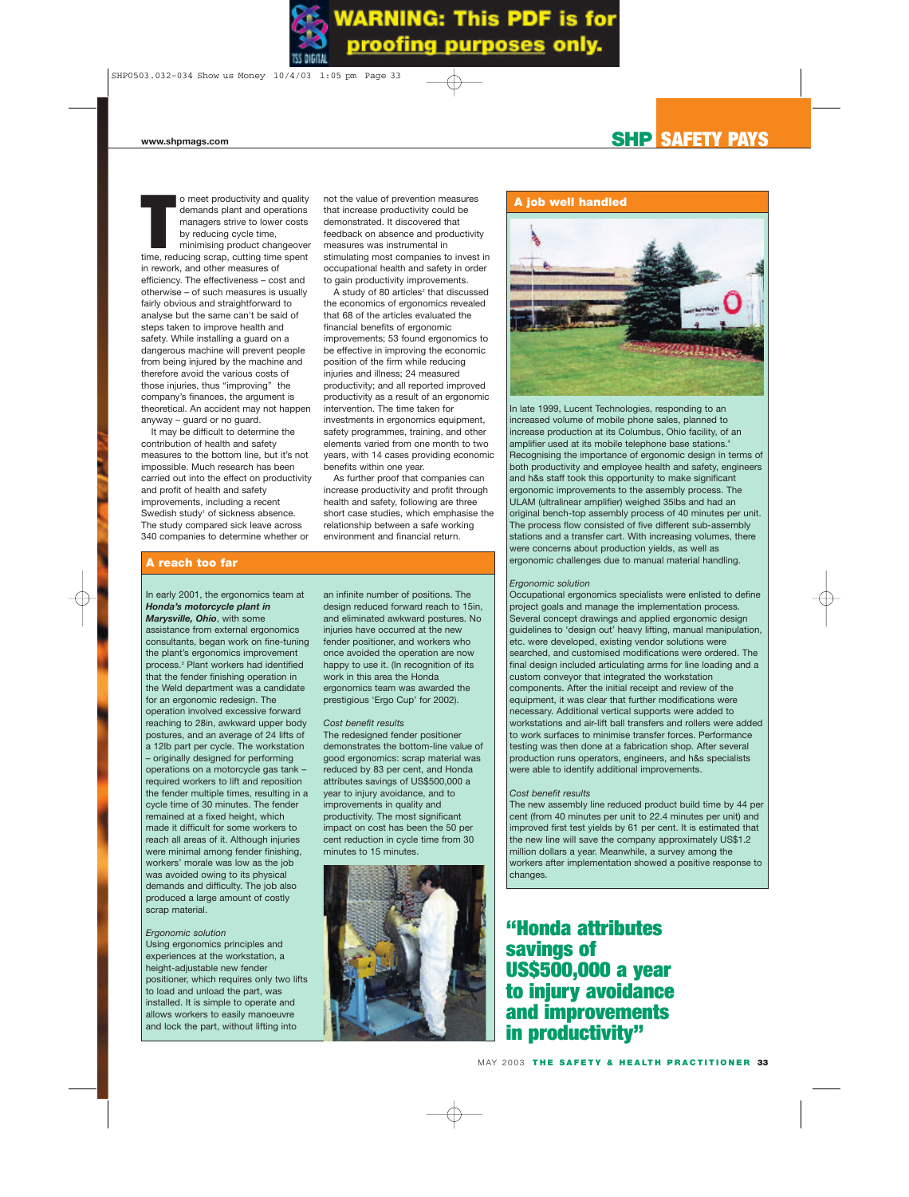To meet productivity and quality demands plant and operations managers strive to lower costs by reducing cycle time, minimising product changeover time, reducing scrap, cutting time spent in rework, and other measures of efficiency. The effectiveness – cost and otherwise – of such measures is usually fairly obvious and straightforward to analyse but the same can't be said of steps taken to improve health and safety. While installing a guard on a dangerous machine will prevent people from being injured by the machine and therefore avoid the various costs of those injuries, thus "improving" the company's finances, the argument is theoretical. An accident may not happen anyway – guard or no guard.

It may be difficult to determine the contribution of health and safety measures to the bottom line, but it's not impossible. Much research has been carried out into the effect on productivity and profit of health and safety improvements, including a recent Swedish study[1] of sickness absence. The study compared sick leave across 340 companies to determine whether or not the value of prevention measures that increase productivity could be demonstrated. It discovered that feedback on absence and productivity measures was instrumental in stimulating most companies to invest in occupational health and safety in order to gain productivity improvements.

A study of 80 articles[2] that discussed the economics of ergonomics revealed that 68 of the articles evaluated the financial benefits of ergonomic improvements; 53 found ergonomics to be effective in improving the economic position of the firm while reducing injuries and illness; 24 measured productivity; and all reported improved productivity as a result of an ergonomic intervention. The time taken for investments in ergonomics equipment, safety programmes, training, and other elements varied from one month to two years, with 14 cases providing economic benefits within one year.

As further proof that companies can increase productivity and profit through health and safety, following are three short case studies, which emphasise the relationship between a safe working environment and financial return.

## A reach too far

In early 2001, the ergonomics team at ***Honda's motorcycle plant in Marysville, Ohio***, with some assistance from external ergonomics consultants, began work on fine-tuning the plant's ergonomics improvement process.[3] Plant workers had identified that the fender finishing operation in the Weld department was a candidate for an ergonomic redesign. The operation involved excessive forward reaching to 28in, awkward upper body postures, and an average of 24 lifts of a 12lb part per cycle. The workstation – originally designed for performing operations on a motorcycle gas tank – required workers to lift and reposition the fender multiple times, resulting in a cycle time of 30 minutes. The fender remained at a fixed height, which made it difficult for some workers to reach all areas of it. Although injuries were minimal among fender finishing, workers' morale was low as the job was avoided owing to its physical demands and difficulty. The job also produced a large amount of costly scrap material.

*Ergonomic solution*

Using ergonomics principles and experiences at the workstation, a height-adjustable new fender positioner, which requires only two lifts to load and unload the part, was installed. It is simple to operate and allows workers to easily manoeuvre and lock the part, without lifting into an infinite number of positions. The design reduced forward reach to 15in, and eliminated awkward postures. No injuries have occurred at the new fender positioner, and workers who once avoided the operation are now happy to use it. (In recognition of its work in this area the Honda ergonomics team was awarded the prestigious 'Ergo Cup' for 2002).

*Cost benefit results*

The redesigned fender positioner demonstrates the bottom-line value of good ergonomics: scrap material was reduced by 83 per cent, and Honda attributes savings of US$500,000 a year to injury avoidance, and to improvements in quality and productivity. The most significant impact on cost has been the 50 per cent reduction in cycle time from 30 minutes to 15 minutes.

## A job well handled

In late 1999, Lucent Technologies, responding to an increased volume of mobile phone sales, planned to increase production at its Columbus, Ohio facility, of an amplifier used at its mobile telephone base stations.[4] Recognising the importance of ergonomic design in terms of both productivity and employee health and safety, engineers and h&s staff took this opportunity to make significant ergonomic improvements to the assembly process. The ULAM (ultralinear amplifier) weighed 35lbs and had an original bench-top assembly process of 40 minutes per unit. The process flow consisted of five different sub-assembly stations and a transfer cart. With increasing volumes, there were concerns about production yields, as well as ergonomic challenges due to manual material handling.

*Ergonomic solution*

Occupational ergonomics specialists were enlisted to define project goals and manage the implementation process. Several concept drawings and applied ergonomic design guidelines to 'design out' heavy lifting, manual manipulation, etc. were developed, existing vendor solutions were searched, and customised modifications were ordered. The final design included articulating arms for line loading and a custom conveyor that integrated the workstation components. After the initial receipt and review of the equipment, it was clear that further modifications were necessary. Additional vertical supports were added to workstations and air-lift ball transfers and rollers were added to work surfaces to minimise transfer forces. Performance testing was then done at a fabrication shop. After several production runs operators, engineers, and h&s specialists were able to identify additional improvements.

*Cost benefit results*

The new assembly line reduced product build time by 44 per cent (from 40 minutes per unit to 22.4 minutes per unit) and improved first test yields by 61 per cent. It is estimated that the new line will save the company approximately US$1.2 million dollars a year. Meanwhile, a survey among the workers after implementation showed a positive response to changes.

**"Honda attributes savings of US$500,000 a year to injury avoidance and improvements in productivity"**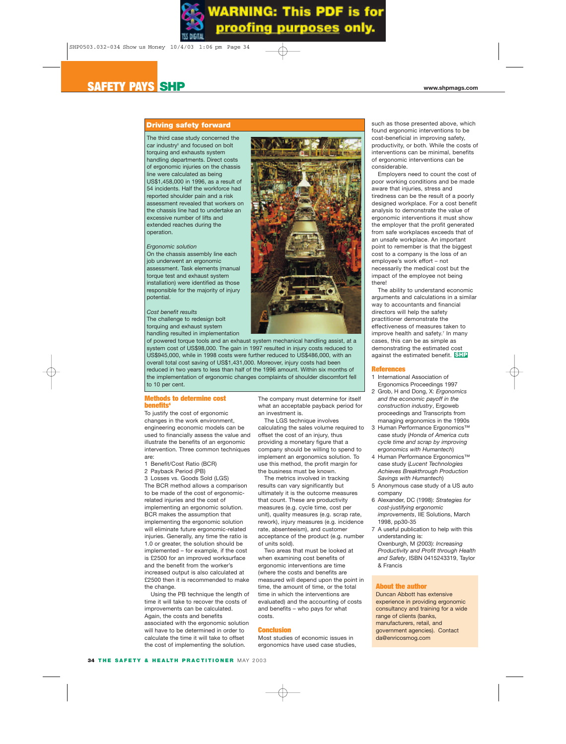## Driving safety forward

The third case study concerned the car industry[5] and focused on bolt torquing and exhausts system handling departments. Direct costs of ergonomic injuries on the chassis line were calculated as being US$1,458,000 in 1996, as a result of 54 incidents. Half the workforce had reported shoulder pain and a risk assessment revealed that workers on the chassis line had to undertake an excessive number of lifts and extended reaches during the operation.

*Ergonomic solution*
On the chassis assembly line each job underwent an ergonomic assessment. Task elements (manual torque test and exhaust system installation) were identified as those responsible for the majority of injury potential.

*Cost benefit results*
The challenge to redesign bolt torquing and exhaust system handling resulted in implementation of powered torque tools and an exhaust system mechanical handling assist, at a system cost of US$98,000. The gain in 1997 resulted in injury costs reduced to US$945,000, while in 1998 costs were further reduced to US$486,000, with an overall total cost saving of US$1,431,000. Moreover, injury costs had been reduced in two years to less than half of the 1996 amount. Within six months of the implementation of ergonomic changes complaints of shoulder discomfort fell to 10 per cent.

## Methods to determine cost benefits[6]

To justify the cost of ergonomic changes in the work environment, engineering economic models can be used to financially assess the value and illustrate the benefits of an ergonomic intervention. Three common techniques are:

1 Benefit/Cost Ratio (BCR)
2 Payback Period (PB)
3 Losses vs. Goods Sold (LGS)

The BCR method allows a comparison to be made of the cost of ergonomic-related injuries and the cost of implementing an ergonomic solution. BCR makes the assumption that implementing the ergonomic solution will eliminate future ergonomic-related injuries. Generally, any time the ratio is 1.0 or greater, the solution should be implemented – for example, if the cost is £2500 for an improved worksurface and the benefit from the worker's increased output is also calculated at £2500 then it is recommended to make the change.

Using the PB technique the length of time it will take to recover the costs of improvements can be calculated. Again, the costs and benefits associated with the ergonomic solution will have to be determined in order to calculate the time it will take to offset the cost of implementing the solution. The company must determine for itself what an acceptable payback period for an investment is.

The LGS technique involves calculating the sales volume required to offset the cost of an injury, thus providing a monetary figure that a company should be willing to spend to implement an ergonomics solution. To use this method, the profit margin for the business must be known.

The metrics involved in tracking results can vary significantly but ultimately it is the outcome measures that count. These are productivity measures (e.g. cycle time, cost per unit), quality measures (e.g. scrap rate, rework), injury measures (e.g. incidence rate, absenteeism), and customer acceptance of the product (e.g. number of units sold).

Two areas that must be looked at when examining cost benefits of ergonomic interventions are time (where the costs and benefits are measured will depend upon the point in time, the amount of time, or the total time in which the interventions are evaluated) and the accounting of costs and benefits – who pays for what costs.

## Conclusion

Most studies of economic issues in ergonomics have used case studies, such as those presented above, which found ergonomic interventions to be cost-beneficial in improving safety, productivity, or both. While the costs of interventions can be minimal, benefits of ergonomic interventions can be considerable.

Employers need to count the cost of poor working conditions and be made aware that injuries, stress and tiredness can be the result of a poorly designed workplace. For a cost benefit analysis to demonstrate the value of ergonomic interventions it must show the employer that the profit generated from safe workplaces exceeds that of an unsafe workplace. An important point to remember is that the biggest cost to a company is the loss of an employee's work effort – not necessarily the medical cost but the impact of the employee not being there!

The ability to understand economic arguments and calculations in a similar way to accountants and financial directors will help the safety practitioner demonstrate the effectiveness of measures taken to improve health and safety.[7] In many cases, this can be as simple as demonstrating the estimated cost against the estimated benefit. **SHP**

## References

1 International Association of Ergonomics Proceedings 1997
2 Grob, H and Dong, X: *Ergonomics and the economic payoff in the construction industry*, Ergoweb proceedings and Transcripts from managing ergonomics in the 1990s
3 Human Performance Ergonomics™ case study (*Honda of America cuts cycle time and scrap by improving ergonomics with Humantech*)
4 Human Performance Ergonomics™ case study (*Lucent Technologies Achieves Breakthrough Production Savings with Humantech*)
5 Anonymous case study of a US auto company
6 Alexander, DC (1998): *Strategies for cost-justifying ergonomic improvements*, IIE Solutions, March 1998, pp30-35
7 A useful publication to help with this understanding is: Oxenburgh, M (2003): *Increasing Productivity and Profit through Health and Safety*, ISBN 0415243319, Taylor & Francis

## About the author

Duncan Abbott has extensive experience in providing ergonomic consultancy and training for a wide range of clients (banks, manufacturers, retail, and government agencies). Contact da@enricosmog.com